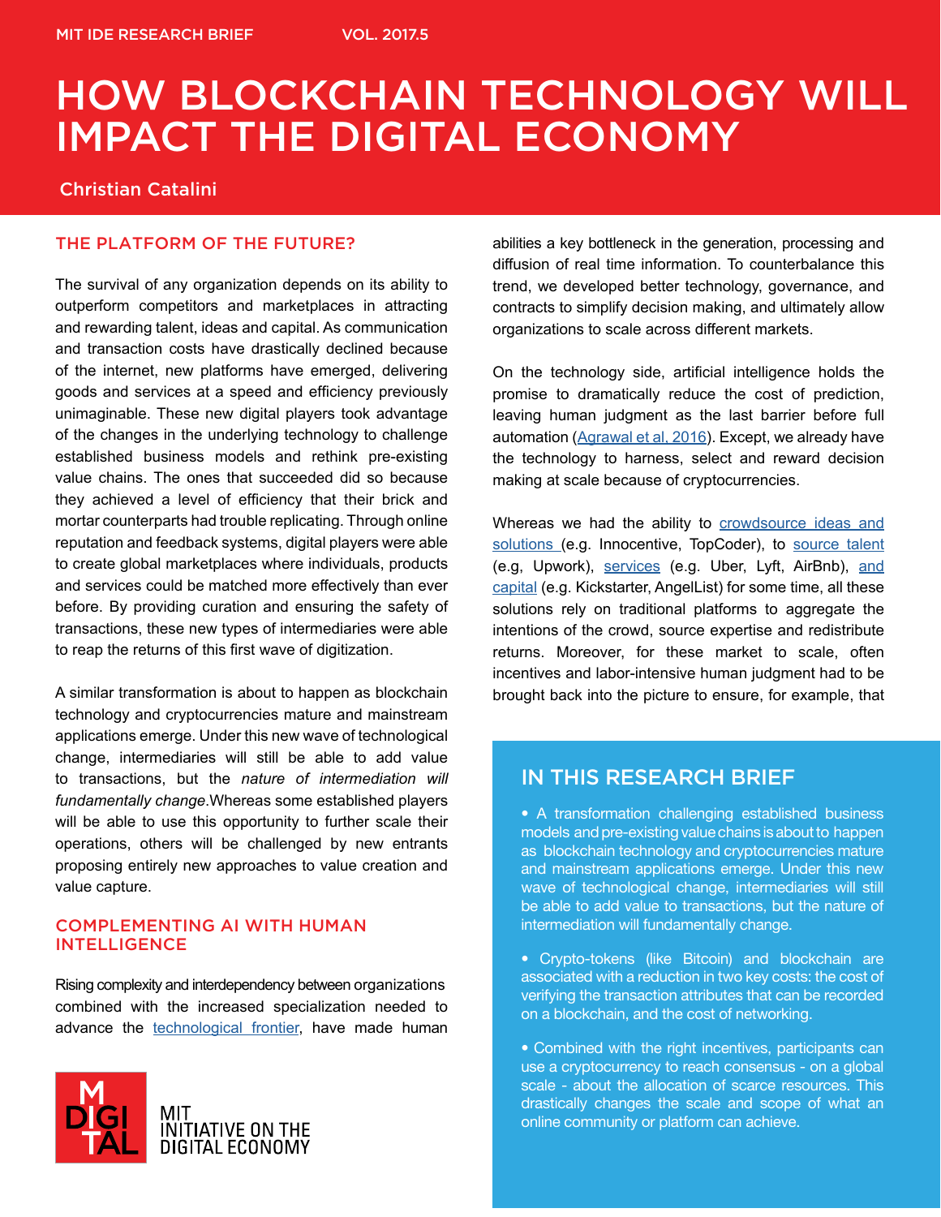MIT IDE RESEARCH BRIEF VOL. 2017.5

# HOW BLOCKCHAIN TECHNOLOGY WILL IMPACT THE DIGITAL ECONOMY

Christian Catalini

## THE PLATFORM OF THE FUTURE?

The survival of any organization depends on its ability to outperform competitors and marketplaces in attracting and rewarding talent, ideas and capital. As communication and transaction costs have drastically declined because of the internet, new platforms have emerged, delivering goods and services at a speed and efficiency previously unimaginable. These new digital players took advantage of the changes in the underlying technology to challenge established business models and rethink pre-existing value chains. The ones that succeeded did so because they achieved a level of efficiency that their brick and mortar counterparts had trouble replicating. Through online reputation and feedback systems, digital players were able to create global marketplaces where individuals, products and services could be matched more effectively than ever before. By providing curation and ensuring the safety of transactions, these new types of intermediaries were able to reap the returns of this first wave of digitization.

A similar transformation is about to happen as blockchain technology and cryptocurrencies mature and mainstream applications emerge. Under this new wave of technological change, intermediaries will still be able to add value to transactions, but the *nature of intermediation will fundamentally change*.Whereas some established players will be able to use this opportunity to further scale their operations, others will be challenged by new entrants proposing entirely new approaches to value creation and value capture.

## COMPLEMENTING AI WITH HUMAN INTELLIGENCE

Rising complexity and interdependency between organizations combined with the increased specialization needed to advance the technological frontier, have made human abilities a key bottleneck in the generation, processing and diffusion of real time information. To counterbalance this trend, we developed better technology, governance, and contracts to simplify decision making, and ultimately allow organizations to scale across different markets.

On the technology side, artificial intelligence holds the promise to dramatically reduce the cost of prediction, leaving human judgment as the last barrier before full automation (Agrawal et al, 2016). Except, we already have the technology to harness, select and reward decision making at scale because of cryptocurrencies.

Whereas we had the ability to crowdsource ideas and solutions (e.g. Innocentive, TopCoder), to source talent (e.g, Upwork), services (e.g. Uber, Lyft, AirBnb), and capital (e.g. Kickstarter, AngelList) for some time, all these solutions rely on traditional platforms to aggregate the intentions of the crowd, source expertise and redistribute returns. Moreover, for these market to scale, often incentives and labor-intensive human judgment had to be brought back into the picture to ensure, for example, that

## IN THIS RESEARCH BRIEF

- A transformation challenging established business models and pre-existing value chains is about to happen as blockchain technology and cryptocurrencies mature and mainstream applications emerge. Under this new wave of technological change, intermediaries will still be able to add value to transactions, but the nature of intermediation will fundamentally change.

- Crypto-tokens (like Bitcoin) and blockchain are associated with a reduction in two key costs: the cost of verifying the transaction attributes that can be recorded on a blockchain, and the cost of networking.

- Combined with the right incentives, participants can use a cryptocurrency to reach consensus - on a global scale - about the allocation of scarce resources. This drastically changes the scale and scope of what an online community or platform can achieve.

MIT INITIATIVE ON THE DIGITAL ECONOMY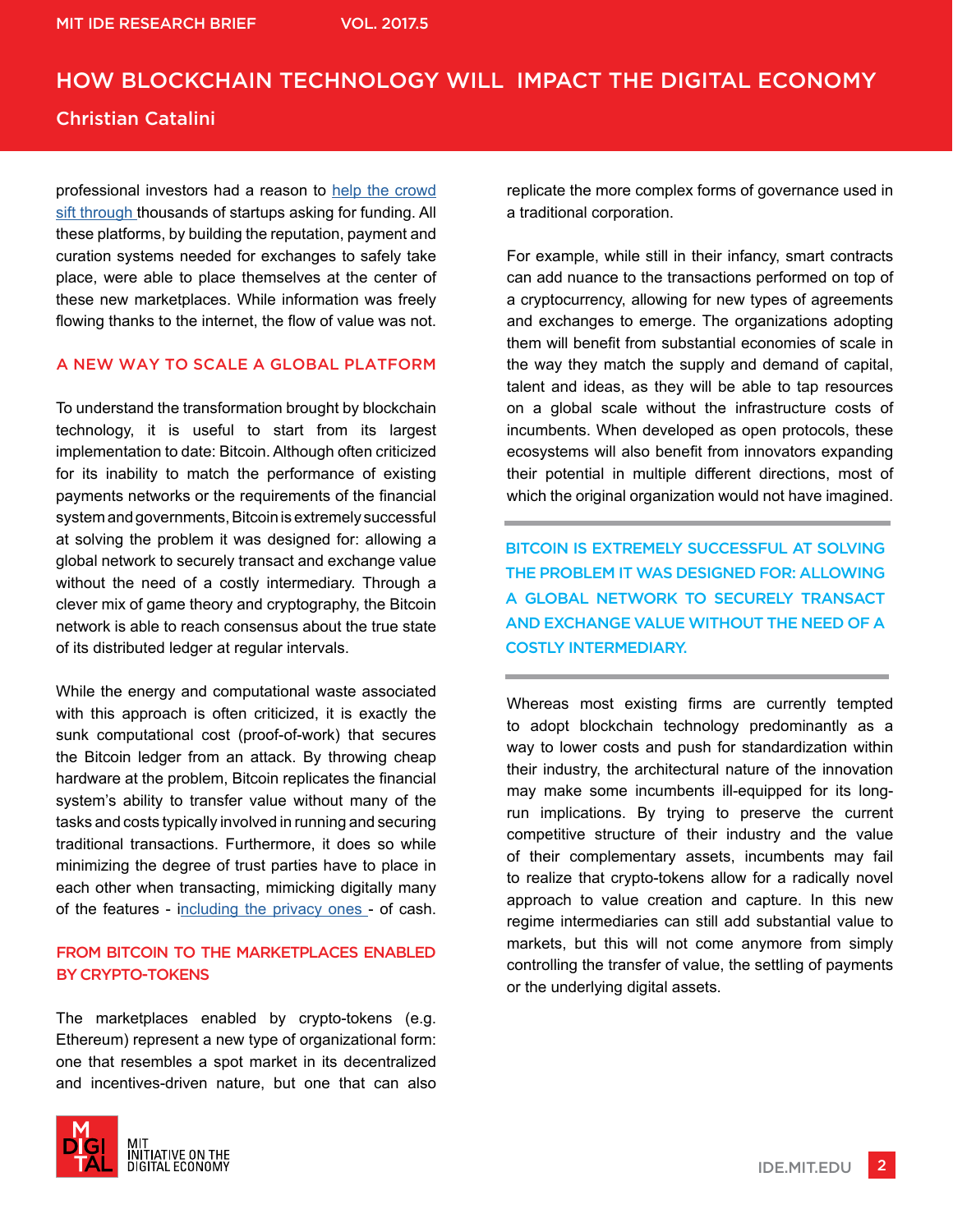professional investors had a reason to help the crowd sift through thousands of startups asking for funding. All these platforms, by building the reputation, payment and curation systems needed for exchanges to safely take place, were able to place themselves at the center of these new marketplaces. While information was freely flowing thanks to the internet, the flow of value was not.

## A NEW WAY TO SCALE A GLOBAL PLATFORM

To understand the transformation brought by blockchain technology, it is useful to start from its largest implementation to date: Bitcoin. Although often criticized for its inability to match the performance of existing payments networks or the requirements of the financial system and governments, Bitcoin is extremely successful at solving the problem it was designed for: allowing a global network to securely transact and exchange value without the need of a costly intermediary. Through a clever mix of game theory and cryptography, the Bitcoin network is able to reach consensus about the true state of its distributed ledger at regular intervals.

While the energy and computational waste associated with this approach is often criticized, it is exactly the sunk computational cost (proof-of-work) that secures the Bitcoin ledger from an attack. By throwing cheap hardware at the problem, Bitcoin replicates the financial system's ability to transfer value without many of the tasks and costs typically involved in running and securing traditional transactions. Furthermore, it does so while minimizing the degree of trust parties have to place in each other when transacting, mimicking digitally many of the features - including the privacy ones - of cash.

## FROM BITCOIN TO THE MARKETPLACES ENABLED BY CRYPTO-TOKENS

The marketplaces enabled by crypto-tokens (e.g. Ethereum) represent a new type of organizational form: one that resembles a spot market in its decentralized and incentives-driven nature, but one that can also replicate the more complex forms of governance used in a traditional corporation.

For example, while still in their infancy, smart contracts can add nuance to the transactions performed on top of a cryptocurrency, allowing for new types of agreements and exchanges to emerge. The organizations adopting them will benefit from substantial economies of scale in the way they match the supply and demand of capital, talent and ideas, as they will be able to tap resources on a global scale without the infrastructure costs of incumbents. When developed as open protocols, these ecosystems will also benefit from innovators expanding their potential in multiple different directions, most of which the original organization would not have imagined.

**BITCOIN IS EXTREMELY SUCCESSFUL AT SOLVING THE PROBLEM IT WAS DESIGNED FOR: ALLOWING A GLOBAL NETWORK TO SECURELY TRANSACT AND EXCHANGE VALUE WITHOUT THE NEED OF A COSTLY INTERMEDIARY.**

Whereas most existing firms are currently tempted to adopt blockchain technology predominantly as a way to lower costs and push for standardization within their industry, the architectural nature of the innovation may make some incumbents ill-equipped for its long-run implications. By trying to preserve the current competitive structure of their industry and the value of their complementary assets, incumbents may fail to realize that crypto-tokens allow for a radically novel approach to value creation and capture. In this new regime intermediaries can still add substantial value to markets, but this will not come anymore from simply controlling the transfer of value, the settling of payments or the underlying digital assets.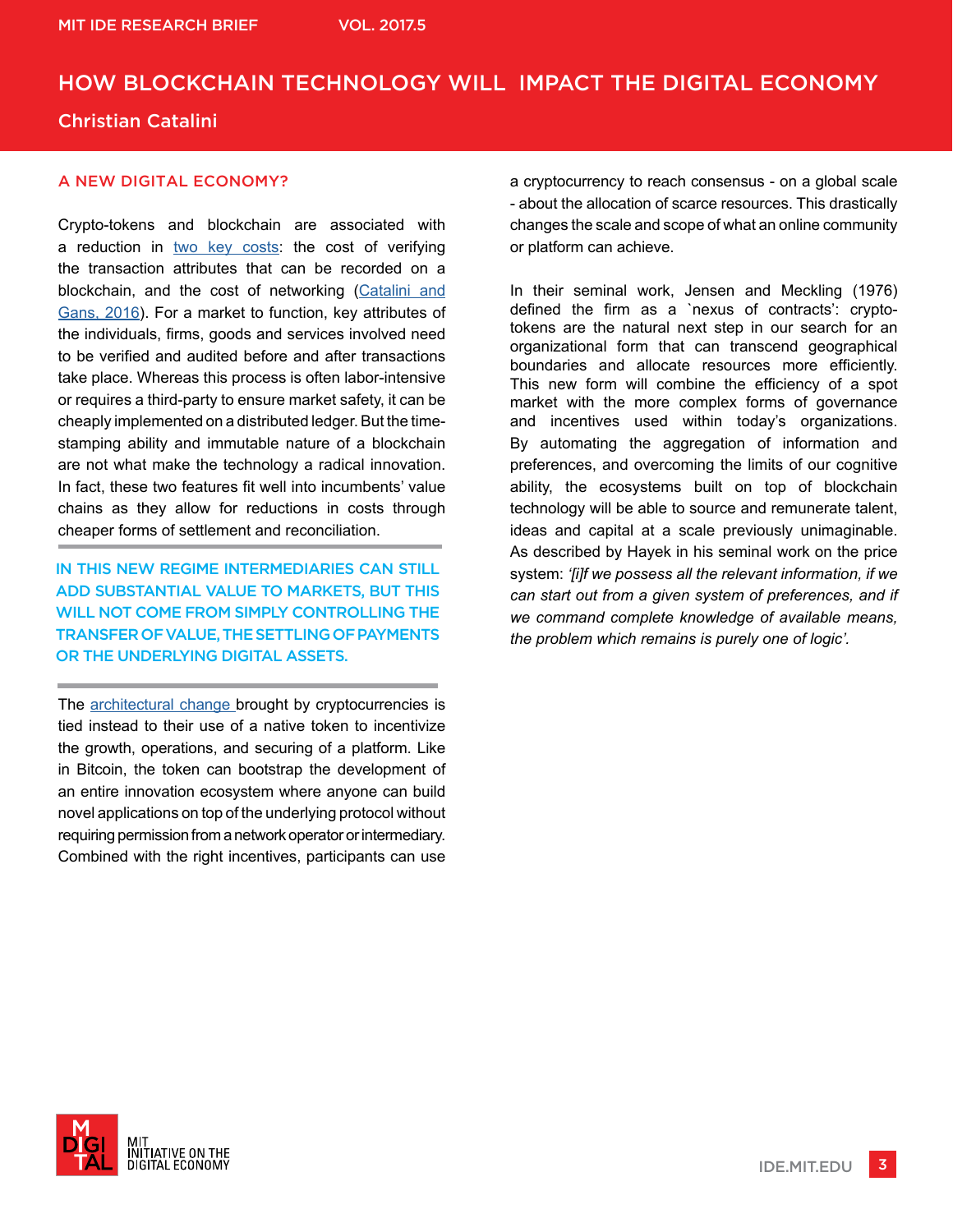## A NEW DIGITAL ECONOMY?

Crypto-tokens and blockchain are associated with a reduction in [two key costs](): the cost of verifying the transaction attributes that can be recorded on a blockchain, and the cost of networking ([Catalini and Gans, 2016]()). For a market to function, key attributes of the individuals, firms, goods and services involved need to be verified and audited before and after transactions take place. Whereas this process is often labor-intensive or requires a third-party to ensure market safety, it can be cheaply implemented on a distributed ledger. But the time-stamping ability and immutable nature of a blockchain are not what make the technology a radical innovation. In fact, these two features fit well into incumbents' value chains as they allow for reductions in costs through cheaper forms of settlement and reconciliation.

**IN THIS NEW REGIME INTERMEDIARIES CAN STILL ADD SUBSTANTIAL VALUE TO MARKETS, BUT THIS WILL NOT COME FROM SIMPLY CONTROLLING THE TRANSFER OF VALUE, THE SETTLING OF PAYMENTS OR THE UNDERLYING DIGITAL ASSETS.**

The [architectural change]() brought by cryptocurrencies is tied instead to their use of a native token to incentivize the growth, operations, and securing of a platform. Like in Bitcoin, the token can bootstrap the development of an entire innovation ecosystem where anyone can build novel applications on top of the underlying protocol without requiring permission from a network operator or intermediary. Combined with the right incentives, participants can use a cryptocurrency to reach consensus - on a global scale - about the allocation of scarce resources. This drastically changes the scale and scope of what an online community or platform can achieve.

In their seminal work, Jensen and Meckling (1976) defined the firm as a `nexus of contracts': crypto-tokens are the natural next step in our search for an organizational form that can transcend geographical boundaries and allocate resources more efficiently. This new form will combine the efficiency of a spot market with the more complex forms of governance and incentives used within today's organizations. By automating the aggregation of information and preferences, and overcoming the limits of our cognitive ability, the ecosystems built on top of blockchain technology will be able to source and remunerate talent, ideas and capital at a scale previously unimaginable. As described by Hayek in his seminal work on the price system: *'[i]f we possess all the relevant information, if we can start out from a given system of preferences, and if we command complete knowledge of available means, the problem which remains is purely one of logic'.*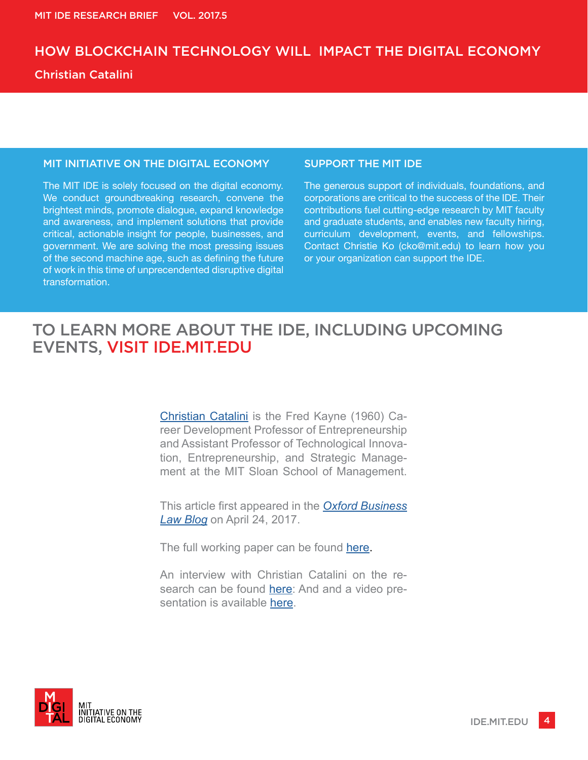## MIT INITIATIVE ON THE DIGITAL ECONOMY

The MIT IDE is solely focused on the digital economy. We conduct groundbreaking research, convene the brightest minds, promote dialogue, expand knowledge and awareness, and implement solutions that provide critical, actionable insight for people, businesses, and government. We are solving the most pressing issues of the second machine age, such as defining the future of work in this time of unprecendented disruptive digital transformation.

## SUPPORT THE MIT IDE

The generous support of individuals, foundations, and corporations are critical to the success of the IDE. Their contributions fuel cutting-edge research by MIT faculty and graduate students, and enables new faculty hiring, curriculum development, events, and fellowships. Contact Christie Ko (cko@mit.edu) to learn how you or your organization can support the IDE.

## TO LEARN MORE ABOUT THE IDE, INCLUDING UPCOMING EVENTS, VISIT IDE.MIT.EDU

Christian Catalini is the Fred Kayne (1960) Career Development Professor of Entrepreneurship and Assistant Professor of Technological Innovation, Entrepreneurship, and Strategic Management at the MIT Sloan School of Management.

This article first appeared in the *Oxford Business Law Blog* on April 24, 2017.

The full working paper can be found here.

An interview with Christian Catalini on the research can be found here: And and a video presentation is available here.

MIT INITIATIVE ON THE DIGITAL ECONOMY